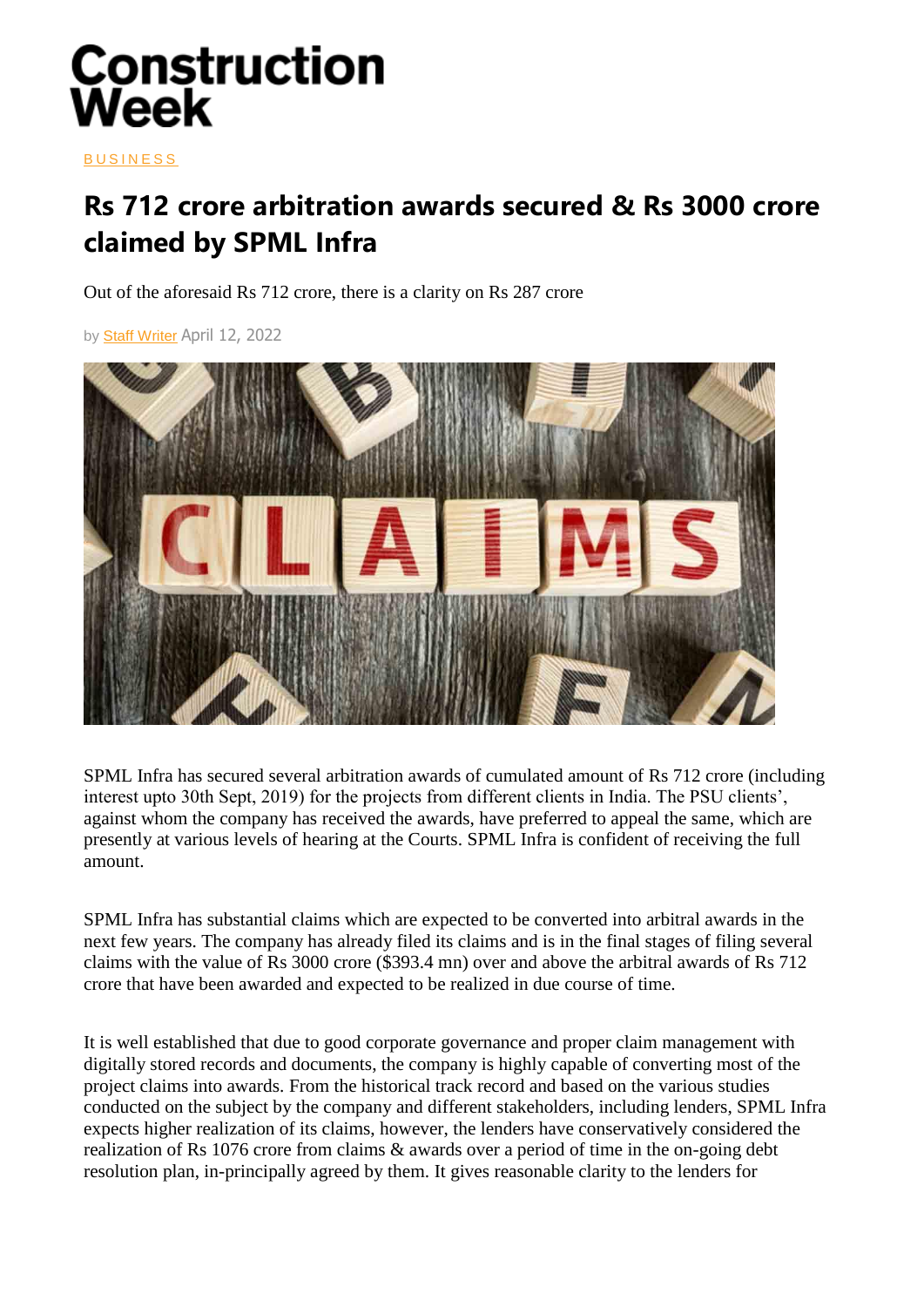Construction Week

BUSINESS

# Rs 712 crore arbitration awards secured & Rs 3000 crore claimed by SPML Infra

Out of the aforesaid Rs 712 crore, there is a clarity on Rs 287 crore

by Staff Writer April 12, 2022

SPML Infra has secured several arbitration awards of cumulated amount of Rs 712 crore (including interest upto 30th Sept, 2019) for the projects from different clients in India. The PSU clients', against whom the company has received the awards, have preferred to appeal the same, which are presently at various levels of hearing at the Courts. SPML Infra is confident of receiving the full amount.

SPML Infra has substantial claims which are expected to be converted into arbitral awards in the next few years. The company has already filed its claims and is in the final stages of filing several claims with the value of Rs 3000 crore ($393.4 mn) over and above the arbitral awards of Rs 712 crore that have been awarded and expected to be realized in due course of time.

It is well established that due to good corporate governance and proper claim management with digitally stored records and documents, the company is highly capable of converting most of the project claims into awards. From the historical track record and based on the various studies conducted on the subject by the company and different stakeholders, including lenders, SPML Infra expects higher realization of its claims, however, the lenders have conservatively considered the realization of Rs 1076 crore from claims & awards over a period of time in the on-going debt resolution plan, in-principally agreed by them. It gives reasonable clarity to the lenders for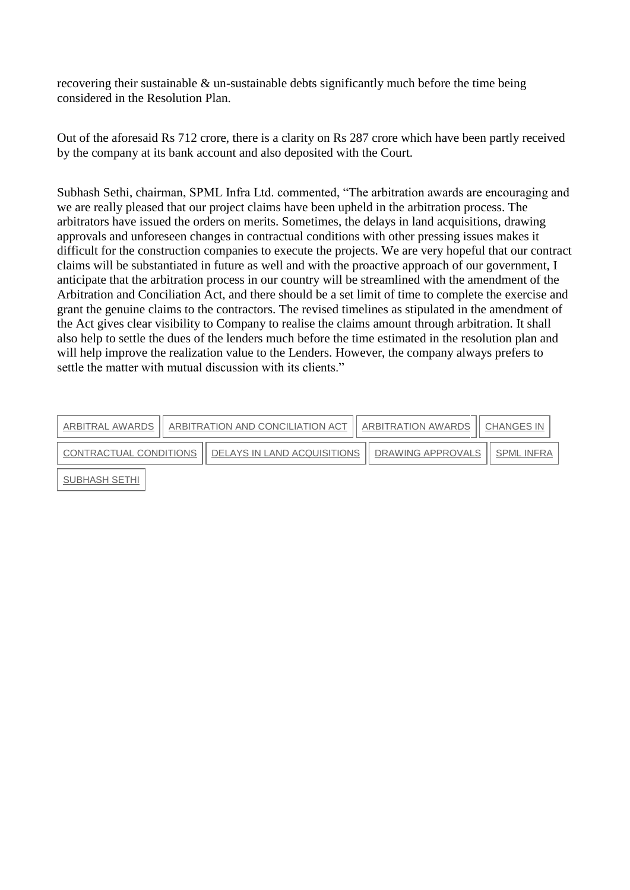recovering their sustainable & un-sustainable debts significantly much before the time being considered in the Resolution Plan.

Out of the aforesaid Rs 712 crore, there is a clarity on Rs 287 crore which have been partly received by the company at its bank account and also deposited with the Court.

Subhash Sethi, chairman, SPML Infra Ltd. commented, "The arbitration awards are encouraging and we are really pleased that our project claims have been upheld in the arbitration process. The arbitrators have issued the orders on merits. Sometimes, the delays in land acquisitions, drawing approvals and unforeseen changes in contractual conditions with other pressing issues makes it difficult for the construction companies to execute the projects. We are very hopeful that our contract claims will be substantiated in future as well and with the proactive approach of our government, I anticipate that the arbitration process in our country will be streamlined with the amendment of the Arbitration and Conciliation Act, and there should be a set limit of time to complete the exercise and grant the genuine claims to the contractors. The revised timelines as stipulated in the amendment of the Act gives clear visibility to Company to realise the claims amount through arbitration. It shall also help to settle the dues of the lenders much before the time estimated in the resolution plan and will help improve the realization value to the Lenders. However, the company always prefers to settle the matter with mutual discussion with its clients."

ARBITRAL AWARDS | ARBITRATION AND CONCILIATION ACT | ARBITRATION AWARDS | CHANGES IN CONTRACTUAL CONDITIONS | DELAYS IN LAND ACQUISITIONS | DRAWING APPROVALS | SPML INFRA | SUBHASH SETHI